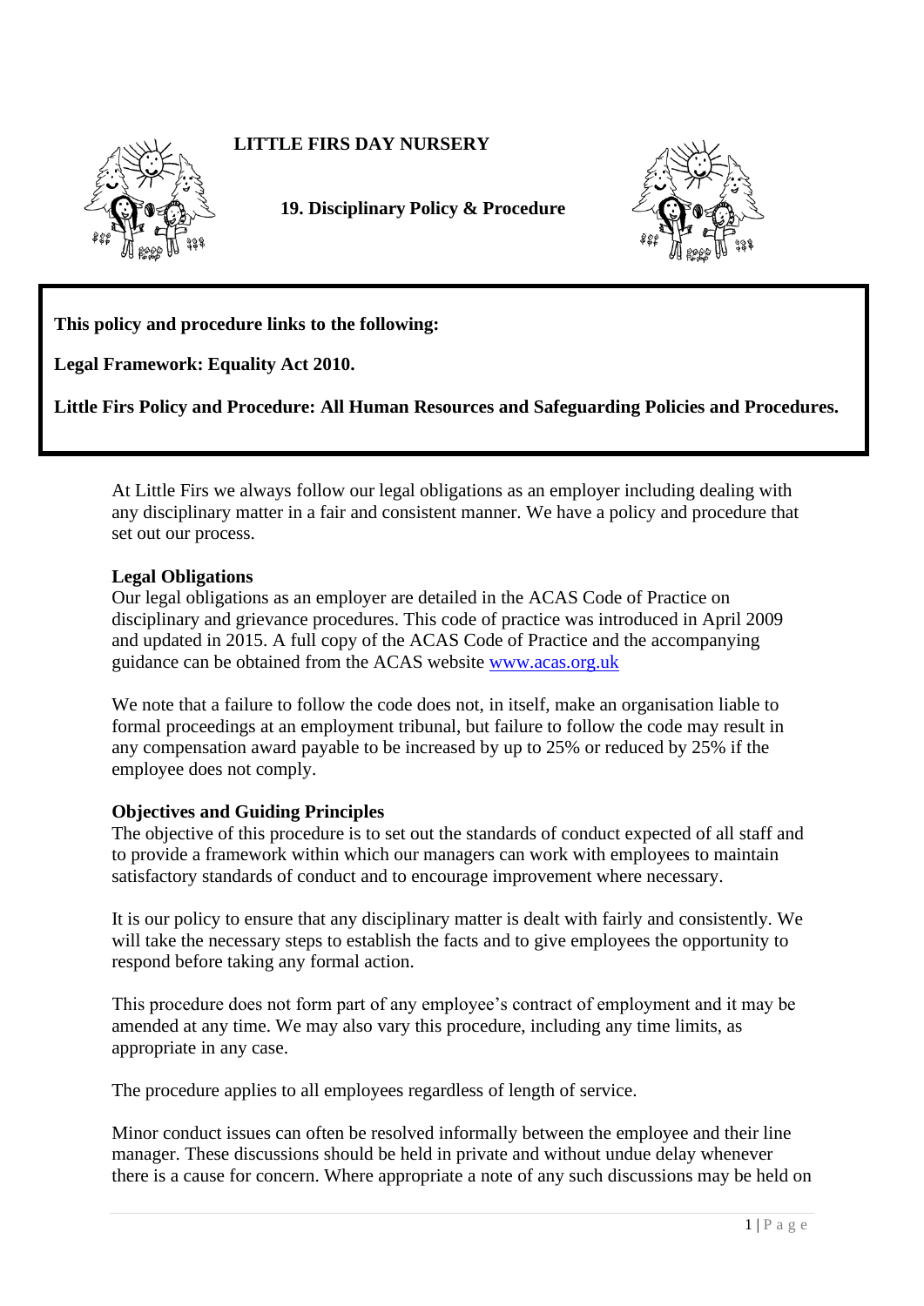# LITTLE FIRS DAY NURSERY

## 19. Disciplinary Policy & Procedure

**This policy and procedure links to the following:**

**Legal Framework: Equality Act 2010.**

**Little Firs Policy and Procedure: All Human Resources and Safeguarding Policies and Procedures.**

At Little Firs we always follow our legal obligations as an employer including dealing with any disciplinary matter in a fair and consistent manner. We have a policy and procedure that set out our process.

**Legal Obligations**

Our legal obligations as an employer are detailed in the ACAS Code of Practice on disciplinary and grievance procedures. This code of practice was introduced in April 2009 and updated in 2015. A full copy of the ACAS Code of Practice and the accompanying guidance can be obtained from the ACAS website [www.acas.org.uk](http://www.acas.org.uk)

We note that a failure to follow the code does not, in itself, make an organisation liable to formal proceedings at an employment tribunal, but failure to follow the code may result in any compensation award payable to be increased by up to 25% or reduced by 25% if the employee does not comply.

**Objectives and Guiding Principles**

The objective of this procedure is to set out the standards of conduct expected of all staff and to provide a framework within which our managers can work with employees to maintain satisfactory standards of conduct and to encourage improvement where necessary.

It is our policy to ensure that any disciplinary matter is dealt with fairly and consistently. We will take the necessary steps to establish the facts and to give employees the opportunity to respond before taking any formal action.

This procedure does not form part of any employee's contract of employment and it may be amended at any time. We may also vary this procedure, including any time limits, as appropriate in any case.

The procedure applies to all employees regardless of length of service.

Minor conduct issues can often be resolved informally between the employee and their line manager. These discussions should be held in private and without undue delay whenever there is a cause for concern. Where appropriate a note of any such discussions may be held on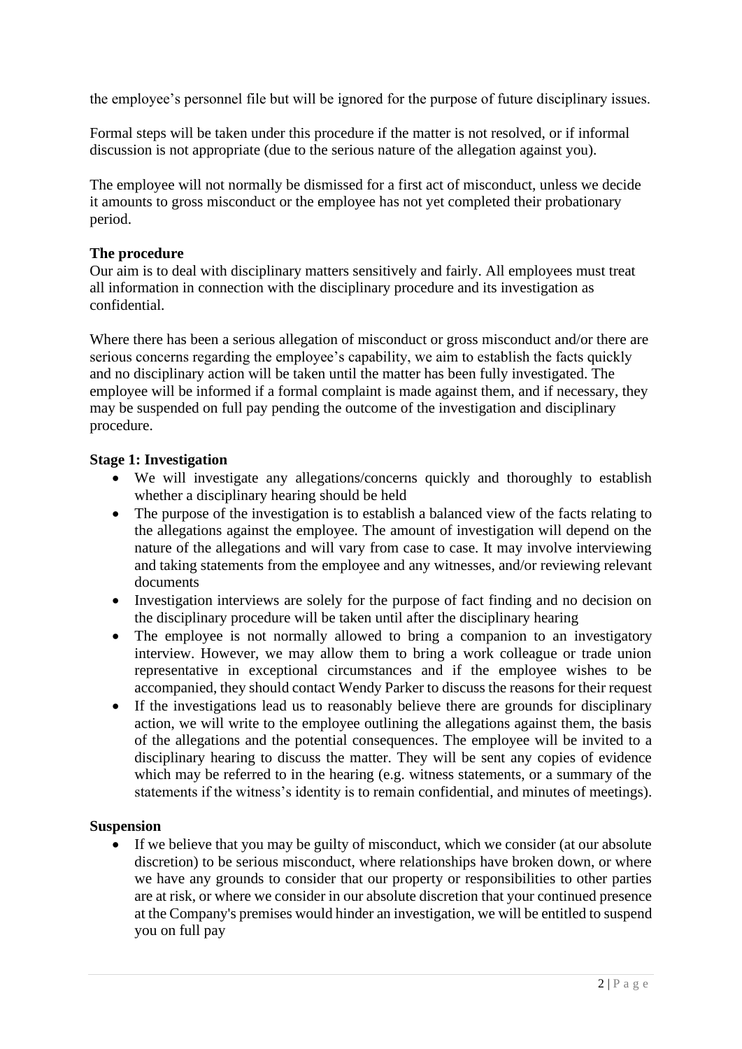the employee's personnel file but will be ignored for the purpose of future disciplinary issues.

Formal steps will be taken under this procedure if the matter is not resolved, or if informal discussion is not appropriate (due to the serious nature of the allegation against you).

The employee will not normally be dismissed for a first act of misconduct, unless we decide it amounts to gross misconduct or the employee has not yet completed their probationary period.

**The procedure**

Our aim is to deal with disciplinary matters sensitively and fairly. All employees must treat all information in connection with the disciplinary procedure and its investigation as confidential.

Where there has been a serious allegation of misconduct or gross misconduct and/or there are serious concerns regarding the employee's capability, we aim to establish the facts quickly and no disciplinary action will be taken until the matter has been fully investigated. The employee will be informed if a formal complaint is made against them, and if necessary, they may be suspended on full pay pending the outcome of the investigation and disciplinary procedure.

**Stage 1: Investigation**

- We will investigate any allegations/concerns quickly and thoroughly to establish whether a disciplinary hearing should be held
- The purpose of the investigation is to establish a balanced view of the facts relating to the allegations against the employee. The amount of investigation will depend on the nature of the allegations and will vary from case to case. It may involve interviewing and taking statements from the employee and any witnesses, and/or reviewing relevant documents
- Investigation interviews are solely for the purpose of fact finding and no decision on the disciplinary procedure will be taken until after the disciplinary hearing
- The employee is not normally allowed to bring a companion to an investigatory interview. However, we may allow them to bring a work colleague or trade union representative in exceptional circumstances and if the employee wishes to be accompanied, they should contact Wendy Parker to discuss the reasons for their request
- If the investigations lead us to reasonably believe there are grounds for disciplinary action, we will write to the employee outlining the allegations against them, the basis of the allegations and the potential consequences. The employee will be invited to a disciplinary hearing to discuss the matter. They will be sent any copies of evidence which may be referred to in the hearing (e.g. witness statements, or a summary of the statements if the witness's identity is to remain confidential, and minutes of meetings).

**Suspension**

- If we believe that you may be guilty of misconduct, which we consider (at our absolute discretion) to be serious misconduct, where relationships have broken down, or where we have any grounds to consider that our property or responsibilities to other parties are at risk, or where we consider in our absolute discretion that your continued presence at the Company's premises would hinder an investigation, we will be entitled to suspend you on full pay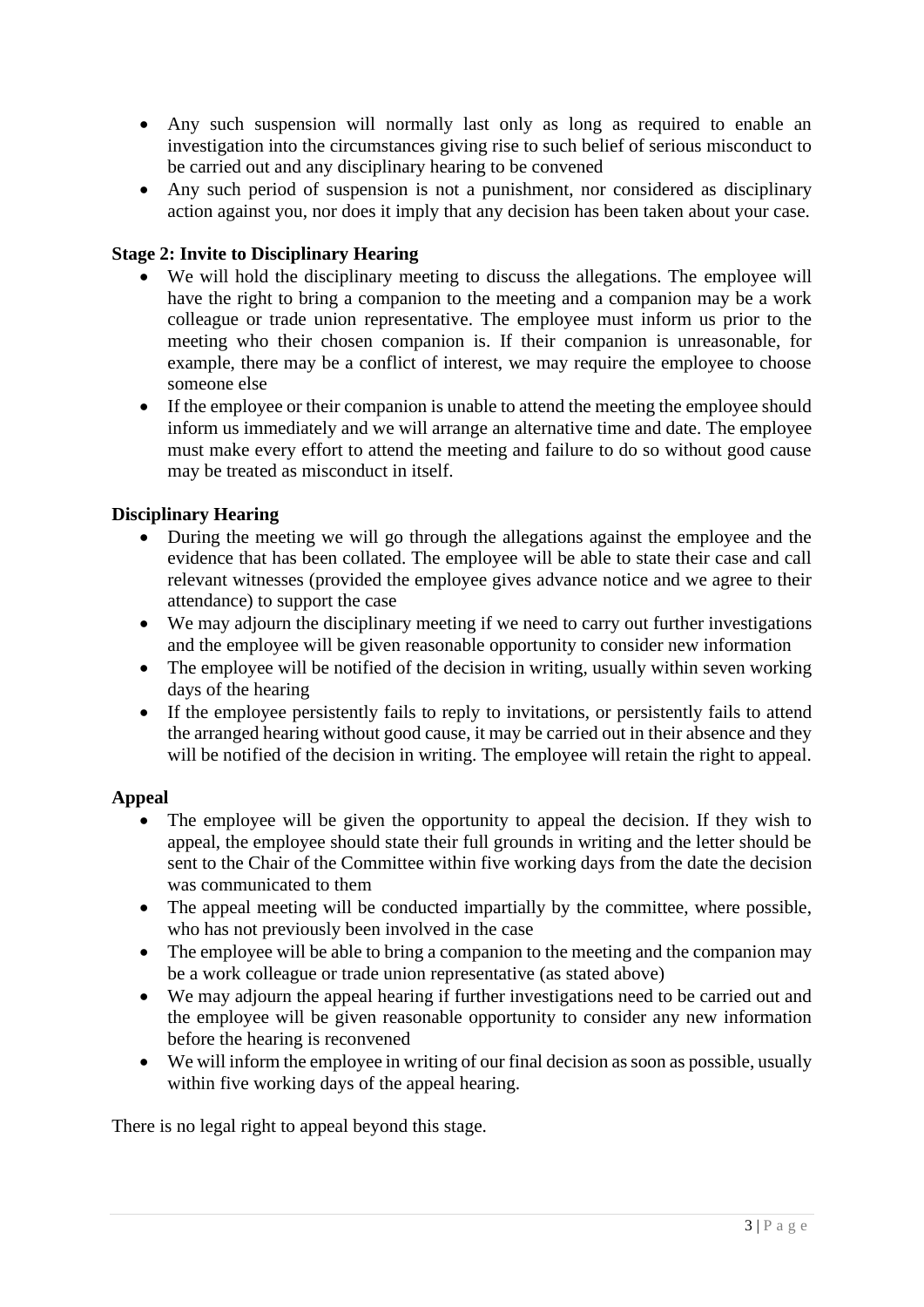- Any such suspension will normally last only as long as required to enable an investigation into the circumstances giving rise to such belief of serious misconduct to be carried out and any disciplinary hearing to be convened
- Any such period of suspension is not a punishment, nor considered as disciplinary action against you, nor does it imply that any decision has been taken about your case.

**Stage 2: Invite to Disciplinary Hearing**

- We will hold the disciplinary meeting to discuss the allegations. The employee will have the right to bring a companion to the meeting and a companion may be a work colleague or trade union representative. The employee must inform us prior to the meeting who their chosen companion is. If their companion is unreasonable, for example, there may be a conflict of interest, we may require the employee to choose someone else
- If the employee or their companion is unable to attend the meeting the employee should inform us immediately and we will arrange an alternative time and date. The employee must make every effort to attend the meeting and failure to do so without good cause may be treated as misconduct in itself.

**Disciplinary Hearing**

- During the meeting we will go through the allegations against the employee and the evidence that has been collated. The employee will be able to state their case and call relevant witnesses (provided the employee gives advance notice and we agree to their attendance) to support the case
- We may adjourn the disciplinary meeting if we need to carry out further investigations and the employee will be given reasonable opportunity to consider new information
- The employee will be notified of the decision in writing, usually within seven working days of the hearing
- If the employee persistently fails to reply to invitations, or persistently fails to attend the arranged hearing without good cause, it may be carried out in their absence and they will be notified of the decision in writing. The employee will retain the right to appeal.

**Appeal**

- The employee will be given the opportunity to appeal the decision. If they wish to appeal, the employee should state their full grounds in writing and the letter should be sent to the Chair of the Committee within five working days from the date the decision was communicated to them
- The appeal meeting will be conducted impartially by the committee, where possible, who has not previously been involved in the case
- The employee will be able to bring a companion to the meeting and the companion may be a work colleague or trade union representative (as stated above)
- We may adjourn the appeal hearing if further investigations need to be carried out and the employee will be given reasonable opportunity to consider any new information before the hearing is reconvened
- We will inform the employee in writing of our final decision as soon as possible, usually within five working days of the appeal hearing.

There is no legal right to appeal beyond this stage.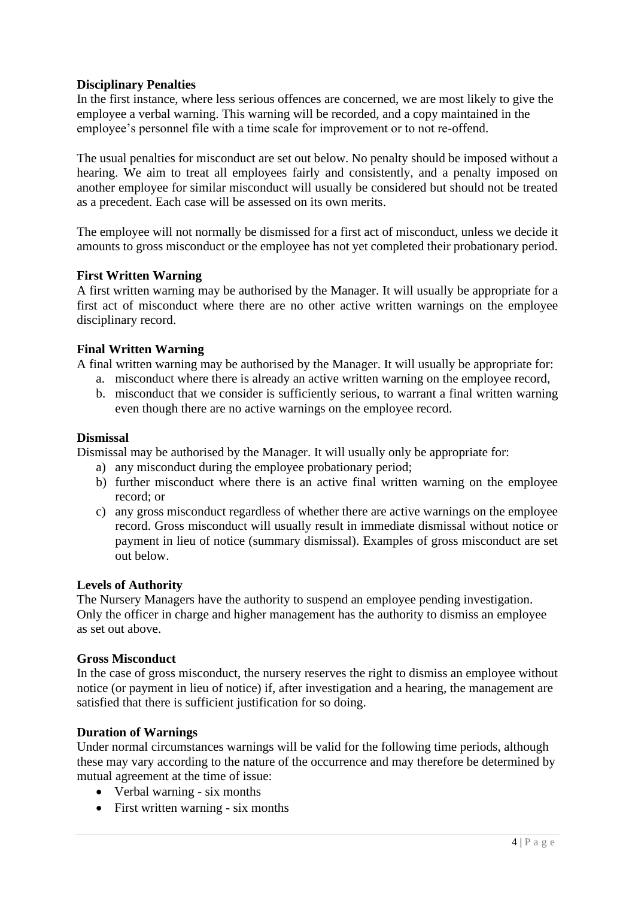**Disciplinary Penalties**

In the first instance, where less serious offences are concerned, we are most likely to give the employee a verbal warning. This warning will be recorded, and a copy maintained in the employee's personnel file with a time scale for improvement or to not re-offend.

The usual penalties for misconduct are set out below. No penalty should be imposed without a hearing. We aim to treat all employees fairly and consistently, and a penalty imposed on another employee for similar misconduct will usually be considered but should not be treated as a precedent. Each case will be assessed on its own merits.

The employee will not normally be dismissed for a first act of misconduct, unless we decide it amounts to gross misconduct or the employee has not yet completed their probationary period.

**First Written Warning**

A first written warning may be authorised by the Manager. It will usually be appropriate for a first act of misconduct where there are no other active written warnings on the employee disciplinary record.

**Final Written Warning**

A final written warning may be authorised by the Manager. It will usually be appropriate for:

a. misconduct where there is already an active written warning on the employee record,
b. misconduct that we consider is sufficiently serious, to warrant a final written warning even though there are no active warnings on the employee record.

**Dismissal**

Dismissal may be authorised by the Manager. It will usually only be appropriate for:

a) any misconduct during the employee probationary period;
b) further misconduct where there is an active final written warning on the employee record; or
c) any gross misconduct regardless of whether there are active warnings on the employee record. Gross misconduct will usually result in immediate dismissal without notice or payment in lieu of notice (summary dismissal). Examples of gross misconduct are set out below.

**Levels of Authority**

The Nursery Managers have the authority to suspend an employee pending investigation. Only the officer in charge and higher management has the authority to dismiss an employee as set out above.

**Gross Misconduct**

In the case of gross misconduct, the nursery reserves the right to dismiss an employee without notice (or payment in lieu of notice) if, after investigation and a hearing, the management are satisfied that there is sufficient justification for so doing.

**Duration of Warnings**

Under normal circumstances warnings will be valid for the following time periods, although these may vary according to the nature of the occurrence and may therefore be determined by mutual agreement at the time of issue:

- Verbal warning - six months
- First written warning - six months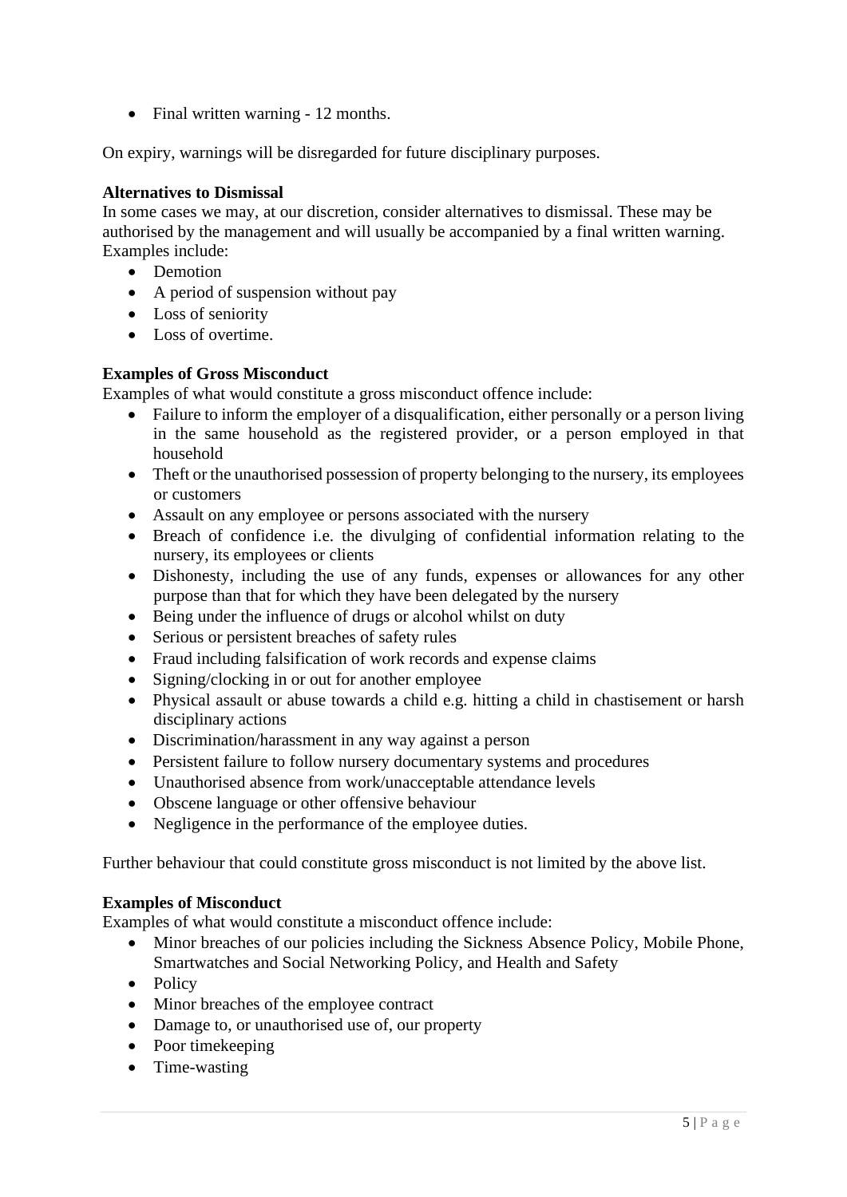- Final written warning - 12 months.

On expiry, warnings will be disregarded for future disciplinary purposes.

**Alternatives to Dismissal**
In some cases we may, at our discretion, consider alternatives to dismissal. These may be authorised by the management and will usually be accompanied by a final written warning. Examples include:

- Demotion
- A period of suspension without pay
- Loss of seniority
- Loss of overtime.

**Examples of Gross Misconduct**
Examples of what would constitute a gross misconduct offence include:

- Failure to inform the employer of a disqualification, either personally or a person living in the same household as the registered provider, or a person employed in that household
- Theft or the unauthorised possession of property belonging to the nursery, its employees or customers
- Assault on any employee or persons associated with the nursery
- Breach of confidence i.e. the divulging of confidential information relating to the nursery, its employees or clients
- Dishonesty, including the use of any funds, expenses or allowances for any other purpose than that for which they have been delegated by the nursery
- Being under the influence of drugs or alcohol whilst on duty
- Serious or persistent breaches of safety rules
- Fraud including falsification of work records and expense claims
- Signing/clocking in or out for another employee
- Physical assault or abuse towards a child e.g. hitting a child in chastisement or harsh disciplinary actions
- Discrimination/harassment in any way against a person
- Persistent failure to follow nursery documentary systems and procedures
- Unauthorised absence from work/unacceptable attendance levels
- Obscene language or other offensive behaviour
- Negligence in the performance of the employee duties.

Further behaviour that could constitute gross misconduct is not limited by the above list.

**Examples of Misconduct**
Examples of what would constitute a misconduct offence include:

- Minor breaches of our policies including the Sickness Absence Policy, Mobile Phone, Smartwatches and Social Networking Policy, and Health and Safety
- Policy
- Minor breaches of the employee contract
- Damage to, or unauthorised use of, our property
- Poor timekeeping
- Time-wasting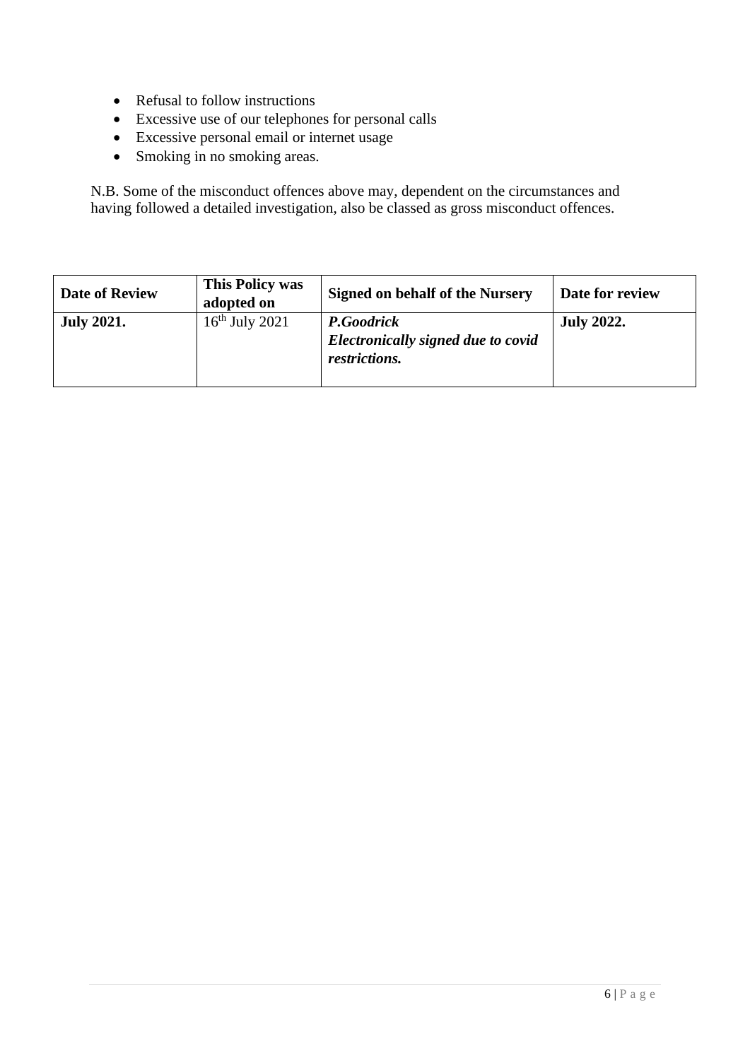- Refusal to follow instructions
- Excessive use of our telephones for personal calls
- Excessive personal email or internet usage
- Smoking in no smoking areas.

N.B. Some of the misconduct offences above may, dependent on the circumstances and having followed a detailed investigation, also be classed as gross misconduct offences.

| Date of Review | This Policy was adopted on | Signed on behalf of the Nursery | Date for review |
|---|---|---|---|
| **July 2021.** | 16th July 2021 | ***P.Goodrick*** ***Electronically signed due to covid restrictions.*** | **July 2022.** |